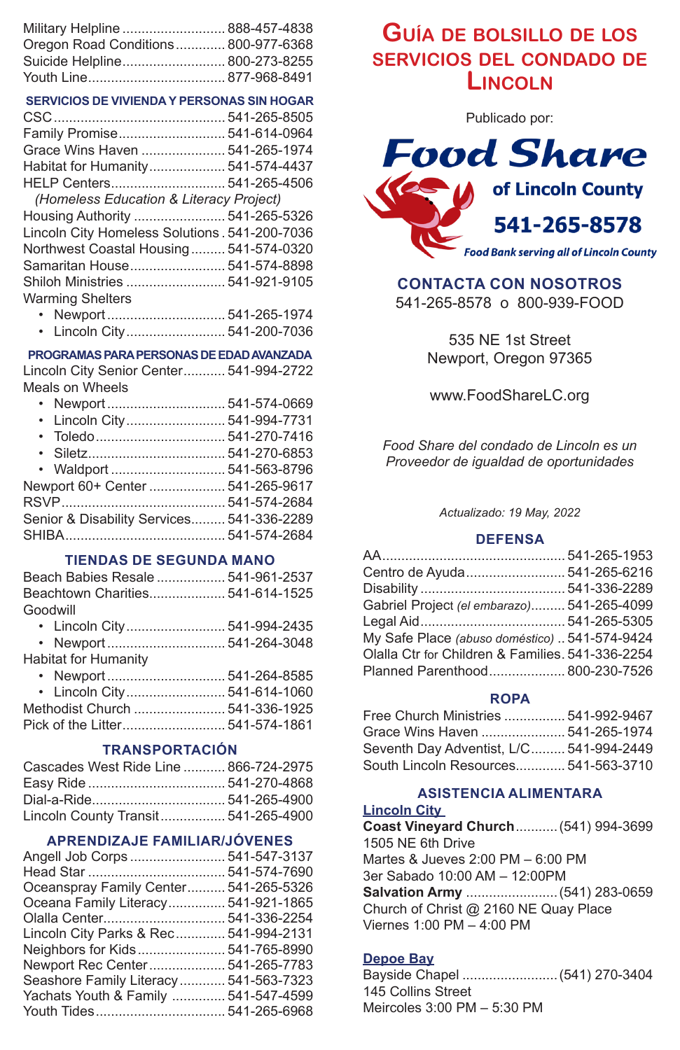Military Helpline ........................... 888-457-4838
Oregon Road Conditions............. 800-977-6368
Suicide Helpline........................... 800-273-8255
Youth Line.................................... 877-968-8491

## SERVICIOS DE VIVIENDA Y PERSONAS SIN HOGAR

CSC............................................. 541-265-8505
Family Promise............................ 541-614-0964
Grace Wins Haven ...................... 541-265-1974
Habitat for Humanity.................... 541-574-4437
HELP Centers.............................. 541-265-4506
*(Homeless Education & Literacy Project)*
Housing Authority ........................ 541-265-5326
Lincoln City Homeless Solutions . 541-200-7036
Northwest Coastal Housing......... 541-574-0320
Samaritan House......................... 541-574-8898
Shiloh Ministries .......................... 541-921-9105
Warming Shelters
- Newport............................... 541-265-1974
- Lincoln City.......................... 541-200-7036

## PROGRAMAS PARA PERSONAS DE EDAD AVANZADA

Lincoln City Senior Center........... 541-994-2722
Meals on Wheels
- Newport............................... 541-574-0669
- Lincoln City.......................... 541-994-7731
- Toledo.................................. 541-270-7416
- Siletz.................................... 541-270-6853
- Waldport .............................. 541-563-8796

Newport 60+ Center .................... 541-265-9617
RSVP........................................... 541-574-2684
Senior & Disability Services......... 541-336-2289
SHIBA.......................................... 541-574-2684

## TIENDAS DE SEGUNDA MANO

Beach Babies Resale .................. 541-961-2537
Beachtown Charities.................... 541-614-1525
Goodwill
- Lincoln City.......................... 541-994-2435
- Newport............................... 541-264-3048

Habitat for Humanity
- Newport............................... 541-264-8585
- Lincoln City.......................... 541-614-1060

Methodist Church ........................ 541-336-1925
Pick of the Litter........................... 541-574-1861

## TRANSPORTACIÓN

Cascades West Ride Line ........... 866-724-2975
Easy Ride .................................... 541-270-4868
Dial-a-Ride................................... 541-265-4900
Lincoln County Transit................. 541-265-4900

## APRENDIZAJE FAMILIAR/JÓVENES

Angell Job Corps ......................... 541-547-3137
Head Star ..................................... 541-574-7690
Oceanspray Family Center.......... 541-265-5326
Oceana Family Literacy............... 541-921-1865
Olalla Center................................ 541-336-2254
Lincoln City Parks & Rec............. 541-994-2131
Neighbors for Kids....................... 541-765-8990
Newport Rec Center.................... 541-265-7783
Seashore Family Literacy............ 541-563-7323
Yachats Youth & Family ............. 541-547-4599
Youth Tides.................................. 541-265-6968

# GUÍA DE BOLSILLO DE LOS SERVICIOS DEL CONDADO DE LINCOLN

Publicado por:

**Food Share of Lincoln County**
**541-265-8578**
*Food Bank serving all of Lincoln County*

## CONTACTA CON NOSOTROS

541-265-8578 o 800-939-FOOD

535 NE 1st Street
Newport, Oregon 97365

www.FoodShareLC.org

*Food Share del condado de Lincoln es un Proveedor de igualdad de oportunidades*

*Actualizado: 19 May, 2022*

## DEFENSA

AA................................................ 541-265-1953
Centro de Ayuda.......................... 541-265-6216
Disability ...................................... 541-336-2289
Gabriel Project *(el embarazo)*......... 541-265-4099
Legal Aid...................................... 541-265-5305
My Safe Place *(abuso doméstico)* .. 541-574-9424
Olalla Ctr for Children & Families. 541-336-2254
Planned Parenthood.................... 800-230-7526

## ROPA

Free Church Ministries ................ 541-992-9467
Grace Wins Haven ...................... 541-265-1974
Seventh Day Adventist, L/C......... 541-994-2449
South Lincoln Resources............. 541-563-3710

## ASISTENCIA ALIMENTARA

**Lincoln City**

**Coast Vineyard Church**........... (541) 994-3699
1505 NE 6th Drive
Martes & Jueves 2:00 PM – 6:00 PM
3er Sabado 10:00 AM – 12:00PM

**Salvation Army** ........................ (541) 283-0659
Church of Christ @ 2160 NE Quay Place
Viernes 1:00 PM – 4:00 PM

**Depoe Bay**

Bayside Chapel ........................... (541) 270-3404
145 Collins Street
Meircoles 3:00 PM – 5:30 PM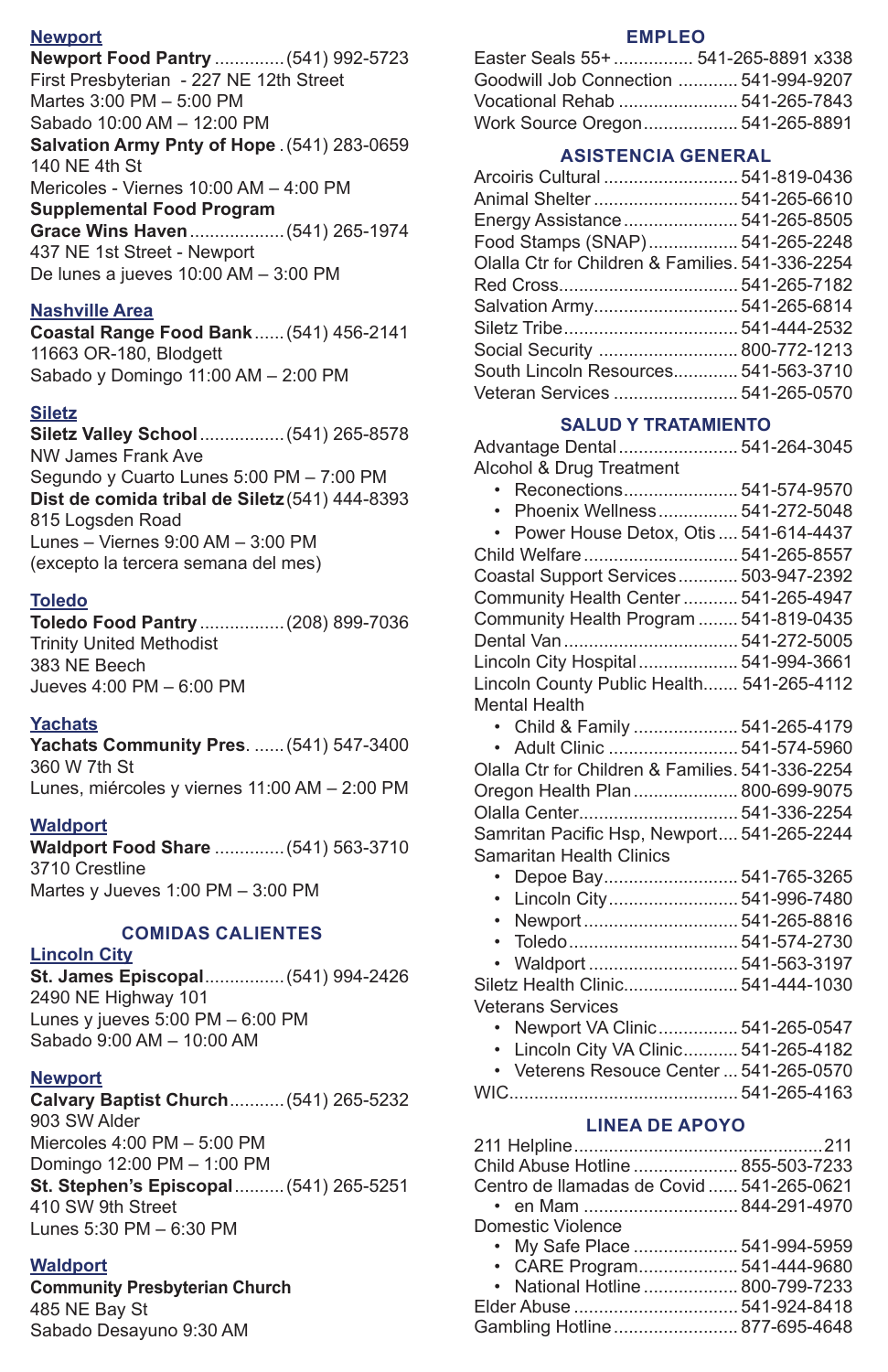## Newport

**Newport Food Pantry** .............. (541) 992-5723
First Presbyterian - 227 NE 12th Street
Martes 3:00 PM – 5:00 PM
Sabado 10:00 AM – 12:00 PM

**Salvation Army Pnty of Hope** . (541) 283-0659
140 NE 4th St
Mericoles - Viernes 10:00 AM – 4:00 PM

**Supplemental Food Program**
**Grace Wins Haven** ................... (541) 265-1974
437 NE 1st Street - Newport
De lunes a jueves 10:00 AM – 3:00 PM

## Nashville Area

**Coastal Range Food Bank** ...... (541) 456-2141
11663 OR-180, Blodgett
Sabado y Domingo 11:00 AM – 2:00 PM

## Siletz

**Siletz Valley School** ................. (541) 265-8578
NW James Frank Ave
Segundo y Cuarto Lunes 5:00 PM – 7:00 PM

**Dist de comida tribal de Siletz** (541) 444-8393
815 Logsden Road
Lunes – Viernes 9:00 AM – 3:00 PM
(excepto la tercera semana del mes)

## Toledo

**Toledo Food Pantry** ................. (208) 899-7036
Trinity United Methodist
383 NE Beech
Jueves 4:00 PM – 6:00 PM

## Yachats

**Yachats Community Pres.** ....... (541) 547-3400
360 W 7th St
Lunes, miércoles y viernes 11:00 AM – 2:00 PM

## Waldport

**Waldport Food Share** .............. (541) 563-3710
3710 Crestline
Martes y Jueves 1:00 PM – 3:00 PM

# COMIDAS CALIENTES

## Lincoln City

**St. James Episcopal** ................ (541) 994-2426
2490 NE Highway 101
Lunes y jueves 5:00 PM – 6:00 PM
Sabado 9:00 AM – 10:00 AM

## Newport

**Calvary Baptist Church** ........... (541) 265-5232
903 SW Alder
Miercoles 4:00 PM – 5:00 PM
Domingo 12:00 PM – 1:00 PM

**St. Stephen's Episcopal** .......... (541) 265-5251
410 SW 9th Street
Lunes 5:30 PM – 6:30 PM

## Waldport

**Community Presbyterian Church**
485 NE Bay St
Sabado Desayuno 9:30 AM

# EMPLEO

Easter Seals 55+ ................ 541-265-8891 x338
Goodwill Job Connection ............ 541-994-9207
Vocational Rehab ........................ 541-265-7843
Work Source Oregon ................... 541-265-8891

# ASISTENCIA GENERAL

Arcoiris Cultural ........................... 541-819-0436
Animal Shelter ............................. 541-265-6610
Energy Assistance ....................... 541-265-8505
Food Stamps (SNAP) .................. 541-265-2248
Olalla Ctr for Children & Families. 541-336-2254
Red Cross.................................... 541-265-7182
Salvation Army............................. 541-265-6814
Siletz Tribe .................................. 541-444-2532
Social Security ............................ 800-772-1213
South Lincoln Resources............. 541-563-3710
Veteran Services ......................... 541-265-0570

# SALUD Y TRATAMIENTO

Advantage Dental ........................ 541-264-3045
Alcohol & Drug Treatment
- Reconections........................ 541-574-9570
- Phoenix Wellness ................ 541-272-5048
- Power House Detox, Otis .... 541-614-4437

Child Welfare ............................... 541-265-8557
Coastal Support Services ............ 503-947-2392
Community Health Center ........... 541-265-4947
Community Health Program ........ 541-819-0435
Dental Van ................................... 541-272-5005
Lincoln City Hospital .................... 541-994-3661
Lincoln County Public Health....... 541-265-4112
Mental Health
- Child & Family ..................... 541-265-4179
- Adult Clinic .......................... 541-574-5960

Olalla Ctr for Children & Families. 541-336-2254
Oregon Health Plan ..................... 800-699-9075
Olalla Center................................ 541-336-2254
Samritan Pacific Hsp, Newport.... 541-265-2244
Samaritan Health Clinics
- Depoe Bay........................... 541-765-3265
- Lincoln City .......................... 541-996-7480
- Newport ............................... 541-265-8816
- Toledo .................................. 541-574-2730
- Waldport .............................. 541-563-3197

Siletz Health Clinic....................... 541-444-1030
Veterans Services
- Newport VA Clinic ................ 541-265-0547
- Lincoln City VA Clinic........... 541-265-4182
- Veterens Resouce Center ... 541-265-0570

WIC.............................................. 541-265-4163

# LINEA DE APOYO

211 Helpline ..................................................211
Child Abuse Hotline ..................... 855-503-7233
Centro de llamadas de Covid ...... 541-265-0621
- en Mam ............................... 844-291-4970

Domestic Violence
- My Safe Place ..................... 541-994-5959
- CARE Program.................... 541-444-9680
- National Hotline ................... 800-799-7233

Elder Abuse ................................. 541-924-8418
Gambling Hotline ......................... 877-695-4648